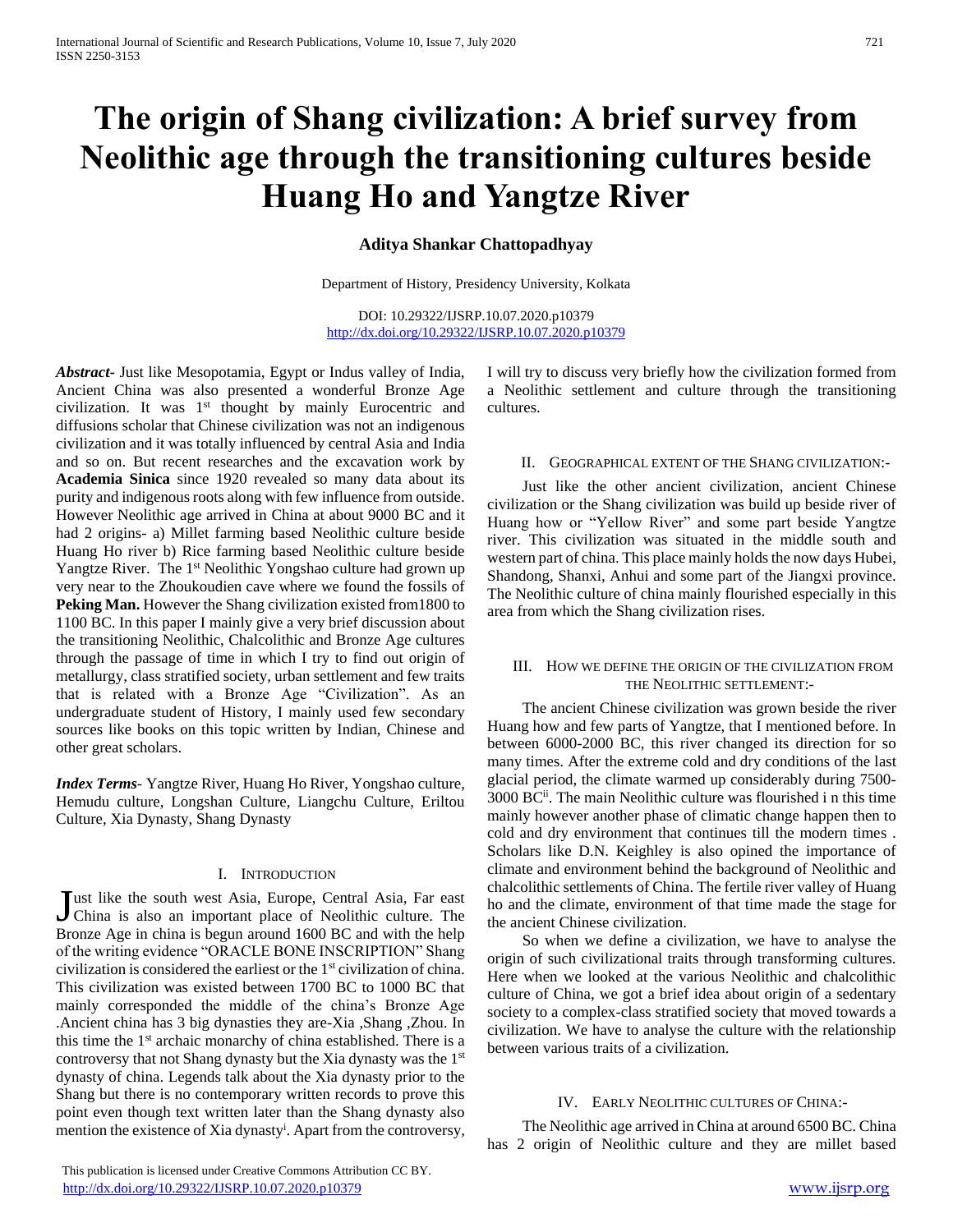# The origin of Shang civilization: A brief survey from Neolithic age through the transitioning cultures beside Huang Ho and Yangtze River

**Aditya Shankar Chattopadhyay**

Department of History, Presidency University, Kolkata

DOI: 10.29322/IJSRP.10.07.2020.p10379
http://dx.doi.org/10.29322/IJSRP.10.07.2020.p10379

***Abstract*****-** Just like Mesopotamia, Egypt or Indus valley of India, Ancient China was also presented a wonderful Bronze Age civilization. It was 1st thought by mainly Eurocentric and diffusions scholar that Chinese civilization was not an indigenous civilization and it was totally influenced by central Asia and India and so on. But recent researches and the excavation work by **Academia Sinica** since 1920 revealed so many data about its purity and indigenous roots along with few influence from outside. However Neolithic age arrived in China at about 9000 BC and it had 2 origins- a) Millet farming based Neolithic culture beside Huang Ho river b) Rice farming based Neolithic culture beside Yangtze River. The 1st Neolithic Yongshao culture had grown up very near to the Zhoukoudien cave where we found the fossils of **Peking Man.** However the Shang civilization existed from1800 to 1100 BC. In this paper I mainly give a very brief discussion about the transitioning Neolithic, Chalcolithic and Bronze Age cultures through the passage of time in which I try to find out origin of metallurgy, class stratified society, urban settlement and few traits that is related with a Bronze Age "Civilization". As an undergraduate student of History, I mainly used few secondary sources like books on this topic written by Indian, Chinese and other great scholars.

***Index Terms*****-** Yangtze River, Huang Ho River, Yongshao culture, Hemudu culture, Longshan Culture, Liangchu Culture, Eriltou Culture, Xia Dynasty, Shang Dynasty

## I. Introduction

Just like the south west Asia, Europe, Central Asia, Far east China is also an important place of Neolithic culture. The Bronze Age in china is begun around 1600 BC and with the help of the writing evidence "ORACLE BONE INSCRIPTION" Shang civilization is considered the earliest or the 1st civilization of china. This civilization was existed between 1700 BC to 1000 BC that mainly corresponded the middle of the china's Bronze Age .Ancient china has 3 big dynasties they are-Xia ,Shang ,Zhou. In this time the 1st archaic monarchy of china established. There is a controversy that not Shang dynasty but the Xia dynasty was the 1st dynasty of china. Legends talk about the Xia dynasty prior to the Shang but there is no contemporary written records to prove this point even though text written later than the Shang dynasty also mention the existence of Xia dynasty[i]. Apart from the controversy, I will try to discuss very briefly how the civilization formed from a Neolithic settlement and culture through the transitioning cultures.

## II. Geographical extent of the Shang civilization:-

Just like the other ancient civilization, ancient Chinese civilization or the Shang civilization was build up beside river of Huang how or "Yellow River" and some part beside Yangtze river. This civilization was situated in the middle south and western part of china. This place mainly holds the now days Hubei, Shandong, Shanxi, Anhui and some part of the Jiangxi province. The Neolithic culture of china mainly flourished especially in this area from which the Shang civilization rises.

## III. How we define the origin of the civilization from the Neolithic settlement:-

The ancient Chinese civilization was grown beside the river Huang how and few parts of Yangtze, that I mentioned before. In between 6000-2000 BC, this river changed its direction for so many times. After the extreme cold and dry conditions of the last glacial period, the climate warmed up considerably during 7500-3000 BC[ii]. The main Neolithic culture was flourished i n this time mainly however another phase of climatic change happen then to cold and dry environment that continues till the modern times . Scholars like D.N. Keighley is also opined the importance of climate and environment behind the background of Neolithic and chalcolithic settlements of China. The fertile river valley of Huang ho and the climate, environment of that time made the stage for the ancient Chinese civilization.

So when we define a civilization, we have to analyse the origin of such civilizational traits through transforming cultures. Here when we looked at the various Neolithic and chalcolithic culture of China, we got a brief idea about origin of a sedentary society to a complex-class stratified society that moved towards a civilization. We have to analyse the culture with the relationship between various traits of a civilization.

## IV. Early Neolithic cultures of China:-

The Neolithic age arrived in China at around 6500 BC. China has 2 origin of Neolithic culture and they are millet based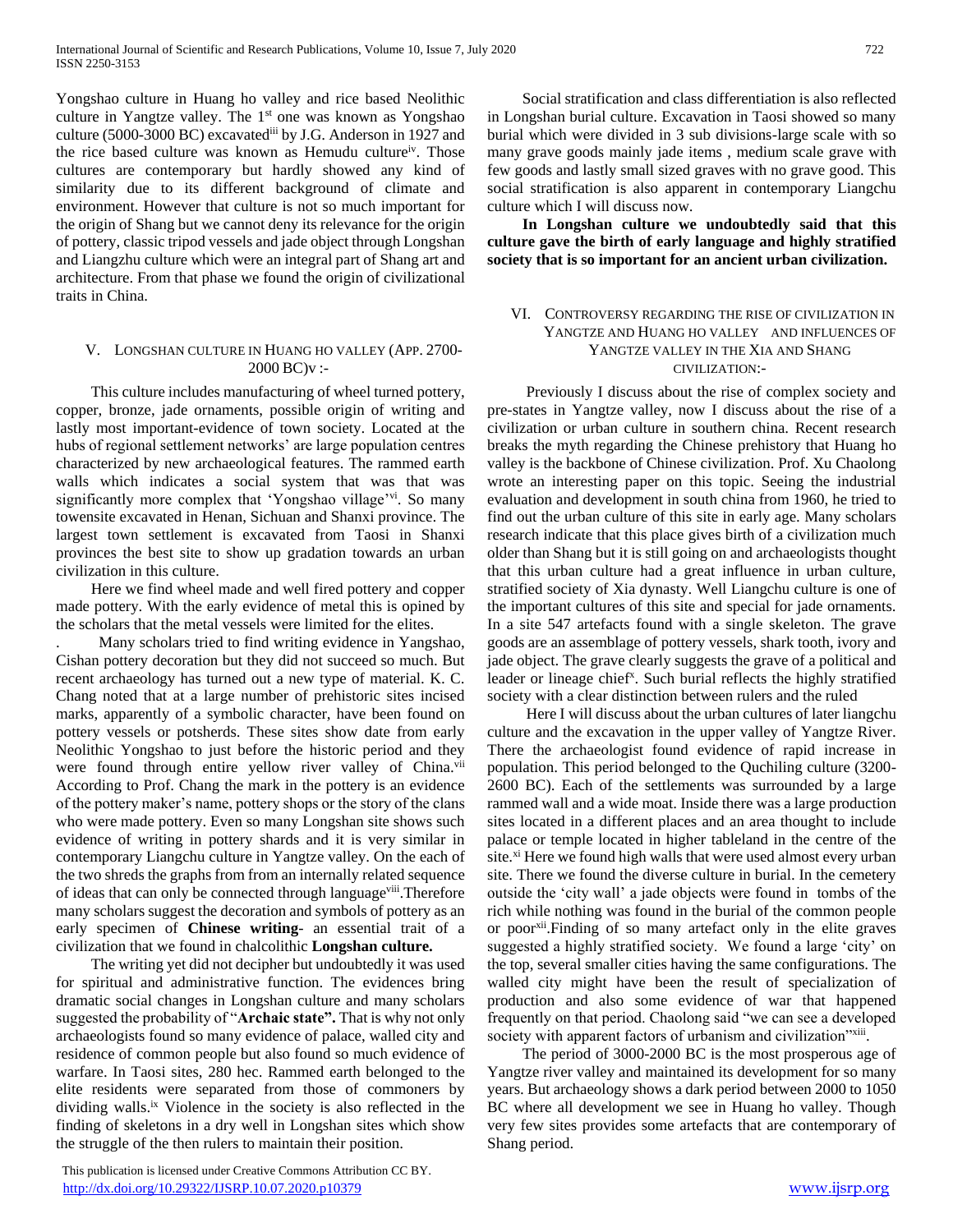Yongshao culture in Huang ho valley and rice based Neolithic culture in Yangtze valley. The 1st one was known as Yongshao culture (5000-3000 BC) excavated[iii] by J.G. Anderson in 1927 and the rice based culture was known as Hemudu culture[iv]. Those cultures are contemporary but hardly showed any kind of similarity due to its different background of climate and environment. However that culture is not so much important for the origin of Shang but we cannot deny its relevance for the origin of pottery, classic tripod vessels and jade object through Longshan and Liangzhu culture which were an integral part of Shang art and architecture. From that phase we found the origin of civilizational traits in China.

## V. Longshan culture in Huang ho valley (App. 2700-2000 BC)v :-

This culture includes manufacturing of wheel turned pottery, copper, bronze, jade ornaments, possible origin of writing and lastly most important-evidence of town society. Located at the hubs of regional settlement networks' are large population centres characterized by new archaeological features. The rammed earth walls which indicates a social system that was that was significantly more complex that 'Yongshao village'[vi]. So many townsite excavated in Henan, Sichuan and Shanxi province. The largest town settlement is excavated from Taosi in Shanxi provinces the best site to show up gradation towards an urban civilization in this culture.

Here we find wheel made and well fired pottery and copper made pottery. With the early evidence of metal this is opined by the scholars that the metal vessels were limited for the elites.

. Many scholars tried to find writing evidence in Yangshao, Cishan pottery decoration but they did not succeed so much. But recent archaeology has turned out a new type of material. K. C. Chang noted that at a large number of prehistoric sites incised marks, apparently of a symbolic character, have been found on pottery vessels or potsherds. These sites show date from early Neolithic Yongshao to just before the historic period and they were found through entire yellow river valley of China.[vii] According to Prof. Chang the mark in the pottery is an evidence of the pottery maker's name, pottery shops or the story of the clans who were made pottery. Even so many Longshan site shows such evidence of writing in pottery shards and it is very similar in contemporary Liangchu culture in Yangtze valley. On the each of the two shreds the graphs from from an internally related sequence of ideas that can only be connected through language[viii].Therefore many scholars suggest the decoration and symbols of pottery as an early specimen of **Chinese writing**- an essential trait of a civilization that we found in chalcolithic **Longshan culture.**

The writing yet did not decipher but undoubtedly it was used for spiritual and administrative function. The evidences bring dramatic social changes in Longshan culture and many scholars suggested the probability of "**Archaic state".** That is why not only archaeologists found so many evidence of palace, walled city and residence of common people but also found so much evidence of warfare. In Taosi sites, 280 hec. Rammed earth belonged to the elite residents were separated from those of commoners by dividing walls.[ix] Violence in the society is also reflected in the finding of skeletons in a dry well in Longshan sites which show the struggle of the then rulers to maintain their position.

Social stratification and class differentiation is also reflected in Longshan burial culture. Excavation in Taosi showed so many burial which were divided in 3 sub divisions-large scale with so many grave goods mainly jade items , medium scale grave with few goods and lastly small sized graves with no grave good. This social stratification is also apparent in contemporary Liangchu culture which I will discuss now.

**In Longshan culture we undoubtedly said that this culture gave the birth of early language and highly stratified society that is so important for an ancient urban civilization.**

## VI. Controversy regarding the rise of civilization in Yangtze and Huang ho valley and influences of Yangtze valley in the Xia and Shang civilization:-

Previously I discuss about the rise of complex society and pre-states in Yangtze valley, now I discuss about the rise of a civilization or urban culture in southern china. Recent research breaks the myth regarding the Chinese prehistory that Huang ho valley is the backbone of Chinese civilization. Prof. Xu Chaolong wrote an interesting paper on this topic. Seeing the industrial evaluation and development in south china from 1960, he tried to find out the urban culture of this site in early age. Many scholars research indicate that this place gives birth of a civilization much older than Shang but it is still going on and archaeologists thought that this urban culture had a great influence in urban culture, stratified society of Xia dynasty. Well Liangchu culture is one of the important cultures of this site and special for jade ornaments. In a site 547 artefacts found with a single skeleton. The grave goods are an assemblage of pottery vessels, shark tooth, ivory and jade object. The grave clearly suggests the grave of a political and leader or lineage chief[x]. Such burial reflects the highly stratified society with a clear distinction between rulers and the ruled

Here I will discuss about the urban cultures of later liangchu culture and the excavation in the upper valley of Yangtze River. There the archaeologist found evidence of rapid increase in population. This period belonged to the Quchiling culture (3200-2600 BC). Each of the settlements was surrounded by a large rammed wall and a wide moat. Inside there was a large production sites located in a different places and an area thought to include palace or temple located in higher tableland in the centre of the site.[xi] Here we found high walls that were used almost every urban site. There we found the diverse culture in burial. In the cemetery outside the 'city wall' a jade objects were found in tombs of the rich while nothing was found in the burial of the common people or poor[xii].Finding of so many artefact only in the elite graves suggested a highly stratified society. We found a large 'city' on the top, several smaller cities having the same configurations. The walled city might have been the result of specialization of production and also some evidence of war that happened frequently on that period. Chaolong said "we can see a developed society with apparent factors of urbanism and civilization"[xiii].

The period of 3000-2000 BC is the most prosperous age of Yangtze river valley and maintained its development for so many years. But archaeology shows a dark period between 2000 to 1050 BC where all development we see in Huang ho valley. Though very few sites provides some artefacts that are contemporary of Shang period.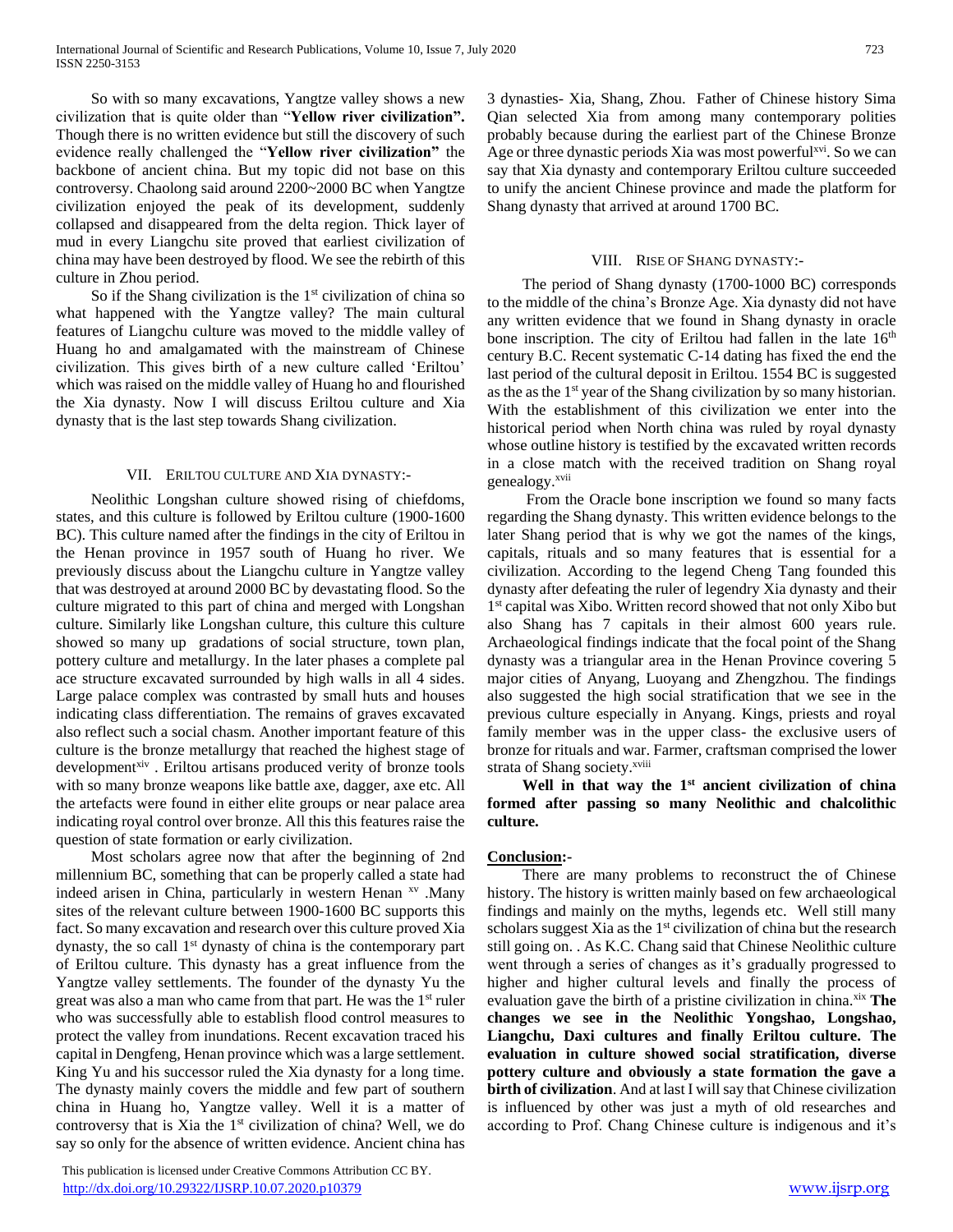So with so many excavations, Yangtze valley shows a new civilization that is quite older than "**Yellow river civilization".** Though there is no written evidence but still the discovery of such evidence really challenged the "**Yellow river civilization"** the backbone of ancient china. But my topic did not base on this controversy. Chaolong said around 2200~2000 BC when Yangtze civilization enjoyed the peak of its development, suddenly collapsed and disappeared from the delta region. Thick layer of mud in every Liangchu site proved that earliest civilization of china may have been destroyed by flood. We see the rebirth of this culture in Zhou period.

So if the Shang civilization is the 1st civilization of china so what happened with the Yangtze valley? The main cultural features of Liangchu culture was moved to the middle valley of Huang ho and amalgamated with the mainstream of Chinese civilization. This gives birth of a new culture called 'Eriltou' which was raised on the middle valley of Huang ho and flourished the Xia dynasty. Now I will discuss Eriltou culture and Xia dynasty that is the last step towards Shang civilization.

## VII. Eriltou culture and Xia dynasty:-

Neolithic Longshan culture showed rising of chiefdoms, states, and this culture is followed by Eriltou culture (1900-1600 BC). This culture named after the findings in the city of Eriltou in the Henan province in 1957 south of Huang ho river. We previously discuss about the Liangchu culture in Yangtze valley that was destroyed at around 2000 BC by devastating flood. So the culture migrated to this part of china and merged with Longshan culture. Similarly like Longshan culture, this culture this culture showed so many up gradations of social structure, town plan, pottery culture and metallurgy. In the later phases a complete pal ace structure excavated surrounded by high walls in all 4 sides. Large palace complex was contrasted by small huts and houses indicating class differentiation. The remains of graves excavated also reflect such a social chasm. Another important feature of this culture is the bronze metallurgy that reached the highest stage of development[xiv] . Eriltou artisans produced verity of bronze tools with so many bronze weapons like battle axe, dagger, axe etc. All the artefacts were found in either elite groups or near palace area indicating royal control over bronze. All this this features raise the question of state formation or early civilization.

Most scholars agree now that after the beginning of 2nd millennium BC, something that can be properly called a state had indeed arisen in China, particularly in western Henan [xv] .Many sites of the relevant culture between 1900-1600 BC supports this fact. So many excavation and research over this culture proved Xia dynasty, the so call 1st dynasty of china is the contemporary part of Eriltou culture. This dynasty has a great influence from the Yangtze valley settlements. The founder of the dynasty Yu the great was also a man who came from that part. He was the 1st ruler who was successfully able to establish flood control measures to protect the valley from inundations. Recent excavation traced his capital in Dengfeng, Henan province which was a large settlement. King Yu and his successor ruled the Xia dynasty for a long time. The dynasty mainly covers the middle and few part of southern china in Huang ho, Yangtze valley. Well it is a matter of controversy that is Xia the 1st civilization of china? Well, we do say so only for the absence of written evidence. Ancient china has 3 dynasties- Xia, Shang, Zhou. Father of Chinese history Sima Qian selected Xia from among many contemporary polities probably because during the earliest part of the Chinese Bronze Age or three dynastic periods Xia was most powerful[xvi]. So we can say that Xia dynasty and contemporary Eriltou culture succeeded to unify the ancient Chinese province and made the platform for Shang dynasty that arrived at around 1700 BC.

## VIII. Rise of Shang dynasty:-

The period of Shang dynasty (1700-1000 BC) corresponds to the middle of the china's Bronze Age. Xia dynasty did not have any written evidence that we found in Shang dynasty in oracle bone inscription. The city of Eriltou had fallen in the late 16th century B.C. Recent systematic C-14 dating has fixed the end the last period of the cultural deposit in Eriltou. 1554 BC is suggested as the as the 1st year of the Shang civilization by so many historian. With the establishment of this civilization we enter into the historical period when North china was ruled by royal dynasty whose outline history is testified by the excavated written records in a close match with the received tradition on Shang royal genealogy.[xvii]

From the Oracle bone inscription we found so many facts regarding the Shang dynasty. This written evidence belongs to the later Shang period that is why we got the names of the kings, capitals, rituals and so many features that is essential for a civilization. According to the legend Cheng Tang founded this dynasty after defeating the ruler of legendry Xia dynasty and their 1st capital was Xibo. Written record showed that not only Xibo but also Shang has 7 capitals in their almost 600 years rule. Archaeological findings indicate that the focal point of the Shang dynasty was a triangular area in the Henan Province covering 5 major cities of Anyang, Luoyang and Zhengzhou. The findings also suggested the high social stratification that we see in the previous culture especially in Anyang. Kings, priests and royal family member was in the upper class- the exclusive users of bronze for rituals and war. Farmer, craftsman comprised the lower strata of Shang society.[xviii]

**Well in that way the 1st ancient civilization of china formed after passing so many Neolithic and chalcolithic culture.**

## Conclusion:-

There are many problems to reconstruct the of Chinese history. The history is written mainly based on few archaeological findings and mainly on the myths, legends etc. Well still many scholars suggest Xia as the 1st civilization of china but the research still going on. . As K.C. Chang said that Chinese Neolithic culture went through a series of changes as it's gradually progressed to higher and higher cultural levels and finally the process of evaluation gave the birth of a pristine civilization in china.[xix] **The changes we see in the Neolithic Yongshao, Longshao, Liangchu, Daxi cultures and finally Eriltou culture. The evaluation in culture showed social stratification, diverse pottery culture and obviously a state formation the gave a birth of civilization**. And at last I will say that Chinese civilization is influenced by other was just a myth of old researches and according to Prof. Chang Chinese culture is indigenous and it's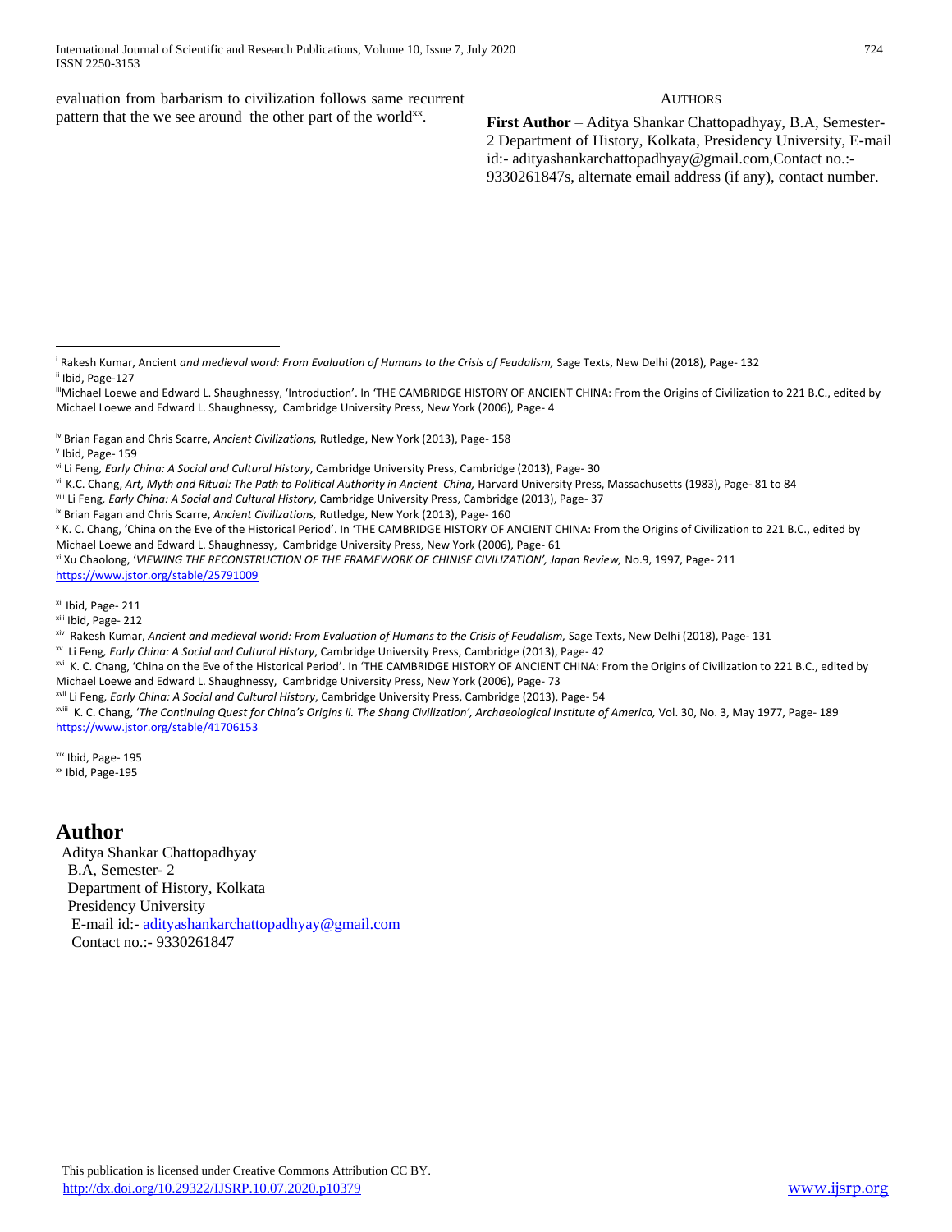evaluation from barbarism to civilization follows same recurrent pattern that the we see around the other part of the world[xx].

AUTHORS

**First Author** – Aditya Shankar Chattopadhyay, B.A, Semester-2 Department of History, Kolkata, Presidency University, E-mail id:- adityashankarchattopadhyay@gmail.com,Contact no.:- 9330261847s, alternate email address (if any), contact number.

---

[i] Rakesh Kumar, Ancient *and medieval word: From Evaluation of Humans to the Crisis of Feudalism,* Sage Texts, New Delhi (2018), Page- 132

[ii] Ibid, Page-127

[iii] Michael Loewe and Edward L. Shaughnessy, 'Introduction'. In 'THE CAMBRIDGE HISTORY OF ANCIENT CHINA: From the Origins of Civilization to 221 B.C., edited by Michael Loewe and Edward L. Shaughnessy, Cambridge University Press, New York (2006), Page- 4

[iv] Brian Fagan and Chris Scarre, *Ancient Civilizations,* Rutledge, New York (2013), Page- 158

[v] Ibid, Page- 159

[vi] Li Feng*, Early China: A Social and Cultural History*, Cambridge University Press, Cambridge (2013), Page- 30

[vii] K.C. Chang, *Art, Myth and Ritual: The Path to Political Authority in Ancient China,* Harvard University Press, Massachusetts (1983), Page- 81 to 84

[viii] Li Feng*, Early China: A Social and Cultural History*, Cambridge University Press, Cambridge (2013), Page- 37

[ix] Brian Fagan and Chris Scarre, *Ancient Civilizations,* Rutledge, New York (2013), Page- 160

[x] K. C. Chang, 'China on the Eve of the Historical Period'. In 'THE CAMBRIDGE HISTORY OF ANCIENT CHINA: From the Origins of Civilization to 221 B.C., edited by Michael Loewe and Edward L. Shaughnessy, Cambridge University Press, New York (2006), Page- 61

[xi] Xu Chaolong, '*VIEWING THE RECONSTRUCTION OF THE FRAMEWORK OF CHINISE CIVILIZATION', Japan Review,* No.9, 1997, Page- 211 https://www.jstor.org/stable/25791009

[xii] Ibid, Page- 211

[xiii] Ibid, Page- 212

[xiv] Rakesh Kumar, *Ancient and medieval world: From Evaluation of Humans to the Crisis of Feudalism,* Sage Texts, New Delhi (2018), Page- 131

[xv] Li Feng*, Early China: A Social and Cultural History*, Cambridge University Press, Cambridge (2013), Page- 42

[xvi] K. C. Chang, 'China on the Eve of the Historical Period'. In 'THE CAMBRIDGE HISTORY OF ANCIENT CHINA: From the Origins of Civilization to 221 B.C., edited by Michael Loewe and Edward L. Shaughnessy, Cambridge University Press, New York (2006), Page- 73

[xvii] Li Feng*, Early China: A Social and Cultural History*, Cambridge University Press, Cambridge (2013), Page- 54

[xviii] K. C. Chang, '*The Continuing Quest for China's Origins ii. The Shang Civilization', Archaeological Institute of America,* Vol. 30, No. 3, May 1977, Page- 189 https://www.jstor.org/stable/41706153

[xix] Ibid, Page- 195

[xx] Ibid, Page-195

# Author

Aditya Shankar Chattopadhyay
B.A, Semester- 2
Department of History, Kolkata
Presidency University
E-mail id:- adityashankarchattopadhyay@gmail.com
Contact no.:- 9330261847

This publication is licensed under Creative Commons Attribution CC BY.
http://dx.doi.org/10.29322/IJSRP.10.07.2020.p10379